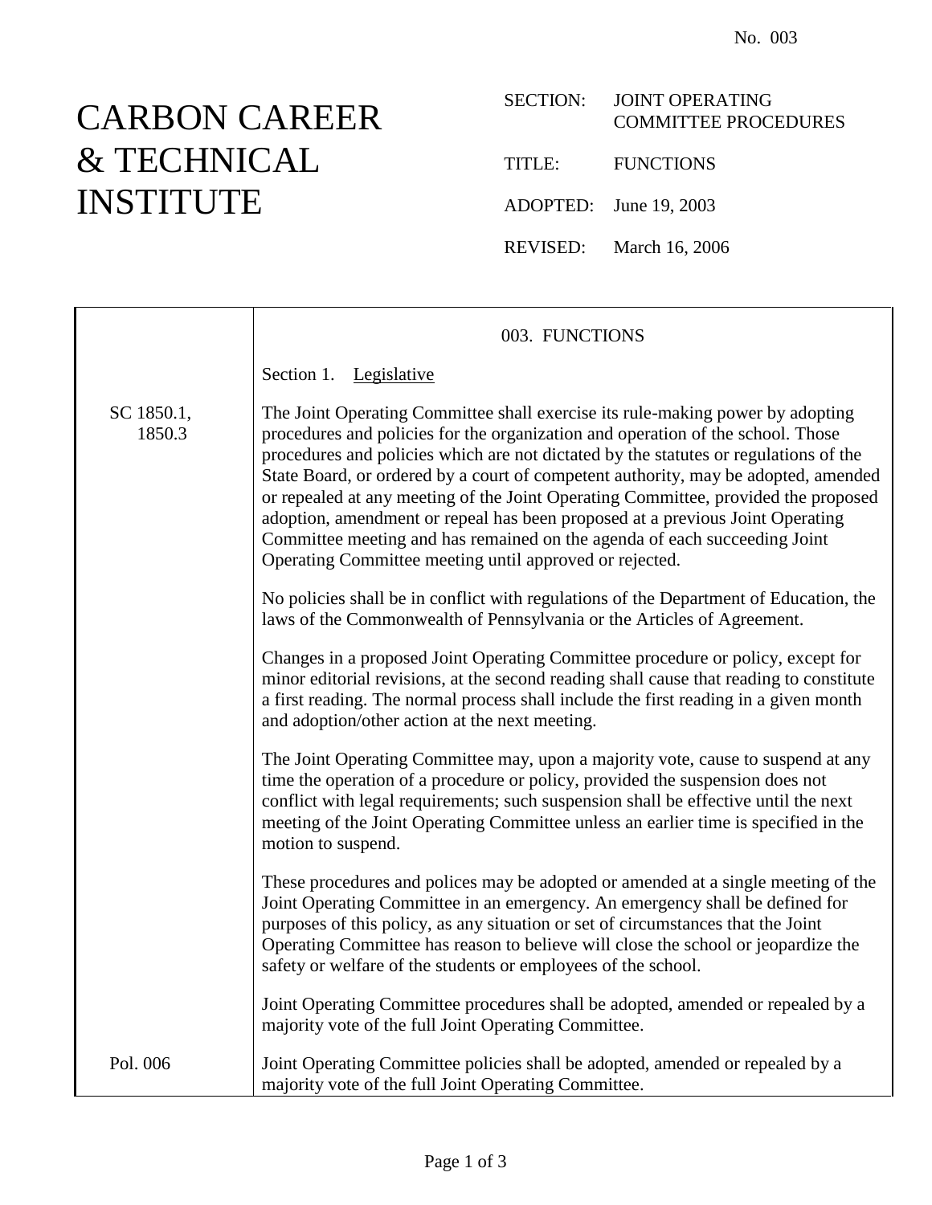No. 003

# CARBON CAREER & TECHNICAL INSTITUTE

SECTION: JOINT OPERATING COMMITTEE PROCEDURES

TITLE: FUNCTIONS

ADOPTED: June 19, 2003

REVISED: March 16, 2006

## 003. FUNCTIONS

Section 1. Legislative

SC 1850.1, 1850.3

The Joint Operating Committee shall exercise its rule-making power by adopting procedures and policies for the organization and operation of the school. Those procedures and policies which are not dictated by the statutes or regulations of the State Board, or ordered by a court of competent authority, may be adopted, amended or repealed at any meeting of the Joint Operating Committee, provided the proposed adoption, amendment or repeal has been proposed at a previous Joint Operating Committee meeting and has remained on the agenda of each succeeding Joint Operating Committee meeting until approved or rejected.

No policies shall be in conflict with regulations of the Department of Education, the laws of the Commonwealth of Pennsylvania or the Articles of Agreement.

Changes in a proposed Joint Operating Committee procedure or policy, except for minor editorial revisions, at the second reading shall cause that reading to constitute a first reading. The normal process shall include the first reading in a given month and adoption/other action at the next meeting.

The Joint Operating Committee may, upon a majority vote, cause to suspend at any time the operation of a procedure or policy, provided the suspension does not conflict with legal requirements; such suspension shall be effective until the next meeting of the Joint Operating Committee unless an earlier time is specified in the motion to suspend.

These procedures and polices may be adopted or amended at a single meeting of the Joint Operating Committee in an emergency. An emergency shall be defined for purposes of this policy, as any situation or set of circumstances that the Joint Operating Committee has reason to believe will close the school or jeopardize the safety or welfare of the students or employees of the school.

Joint Operating Committee procedures shall be adopted, amended or repealed by a majority vote of the full Joint Operating Committee.

Pol. 006

Joint Operating Committee policies shall be adopted, amended or repealed by a majority vote of the full Joint Operating Committee.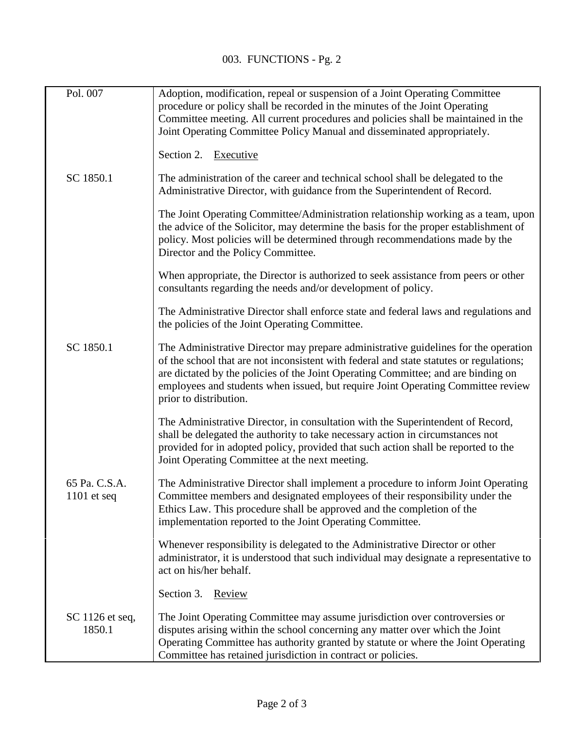| | |
|---|---|
| Pol. 007 | Adoption, modification, repeal or suspension of a Joint Operating Committee procedure or policy shall be recorded in the minutes of the Joint Operating Committee meeting. All current procedures and policies shall be maintained in the Joint Operating Committee Policy Manual and disseminated appropriately. |
| | Section 2. <u>Executive</u> |
| SC 1850.1 | The administration of the career and technical school shall be delegated to the Administrative Director, with guidance from the Superintendent of Record. |
| | The Joint Operating Committee/Administration relationship working as a team, upon the advice of the Solicitor, may determine the basis for the proper establishment of policy. Most policies will be determined through recommendations made by the Director and the Policy Committee. |
| | When appropriate, the Director is authorized to seek assistance from peers or other consultants regarding the needs and/or development of policy. |
| | The Administrative Director shall enforce state and federal laws and regulations and the policies of the Joint Operating Committee. |
| SC 1850.1 | The Administrative Director may prepare administrative guidelines for the operation of the school that are not inconsistent with federal and state statutes or regulations; are dictated by the policies of the Joint Operating Committee; and are binding on employees and students when issued, but require Joint Operating Committee review prior to distribution. |
| | The Administrative Director, in consultation with the Superintendent of Record, shall be delegated the authority to take necessary action in circumstances not provided for in adopted policy, provided that such action shall be reported to the Joint Operating Committee at the next meeting. |
| 65 Pa. C.S.A. 1101 et seq | The Administrative Director shall implement a procedure to inform Joint Operating Committee members and designated employees of their responsibility under the Ethics Law. This procedure shall be approved and the completion of the implementation reported to the Joint Operating Committee. |
| | Whenever responsibility is delegated to the Administrative Director or other administrator, it is understood that such individual may designate a representative to act on his/her behalf. |
| | Section 3. <u>Review</u> |
| SC 1126 et seq, 1850.1 | The Joint Operating Committee may assume jurisdiction over controversies or disputes arising within the school concerning any matter over which the Joint Operating Committee has authority granted by statute or where the Joint Operating Committee has retained jurisdiction in contract or policies. |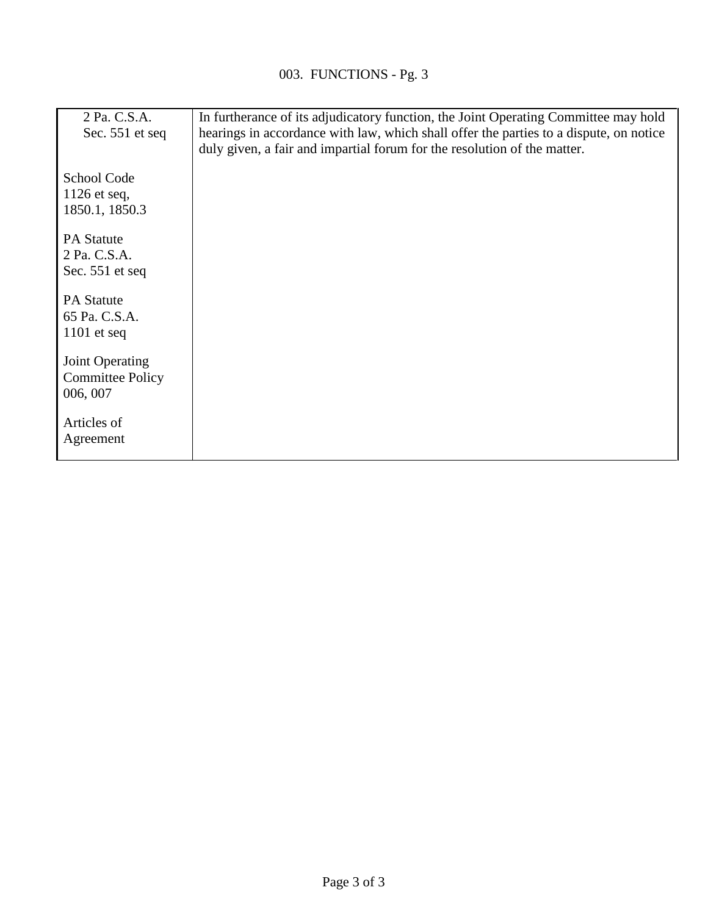| | |
|---|---|
| 2 Pa. C.S.A. Sec. 551 et seq | In furtherance of its adjudicatory function, the Joint Operating Committee may hold hearings in accordance with law, which shall offer the parties to a dispute, on notice duly given, a fair and impartial forum for the resolution of the matter. |
| School Code 1126 et seq, 1850.1, 1850.3<br><br>PA Statute 2 Pa. C.S.A. Sec. 551 et seq<br><br>PA Statute 65 Pa. C.S.A. 1101 et seq<br><br>Joint Operating Committee Policy 006, 007<br><br>Articles of Agreement | |